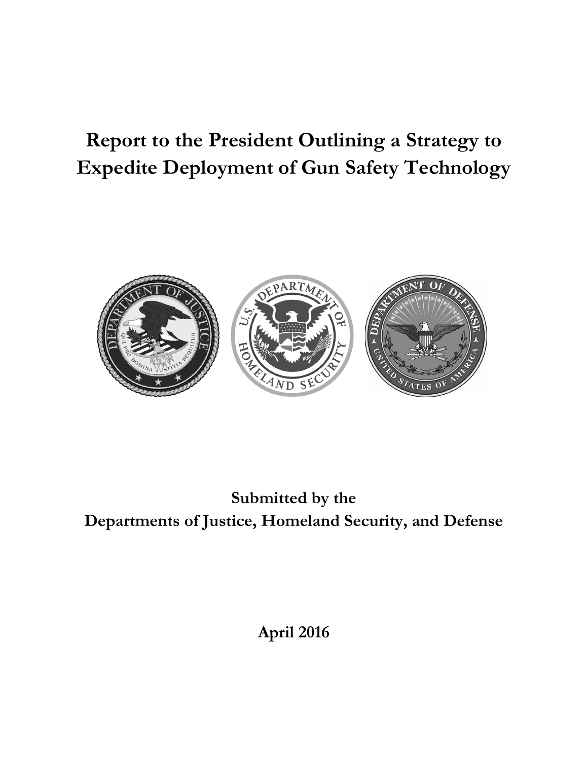# Report to the President Outlining a Strategy to Expedite Deployment of Gun Safety Technology

**Submitted by the**
**Departments of Justice, Homeland Security, and Defense**

**April 2016**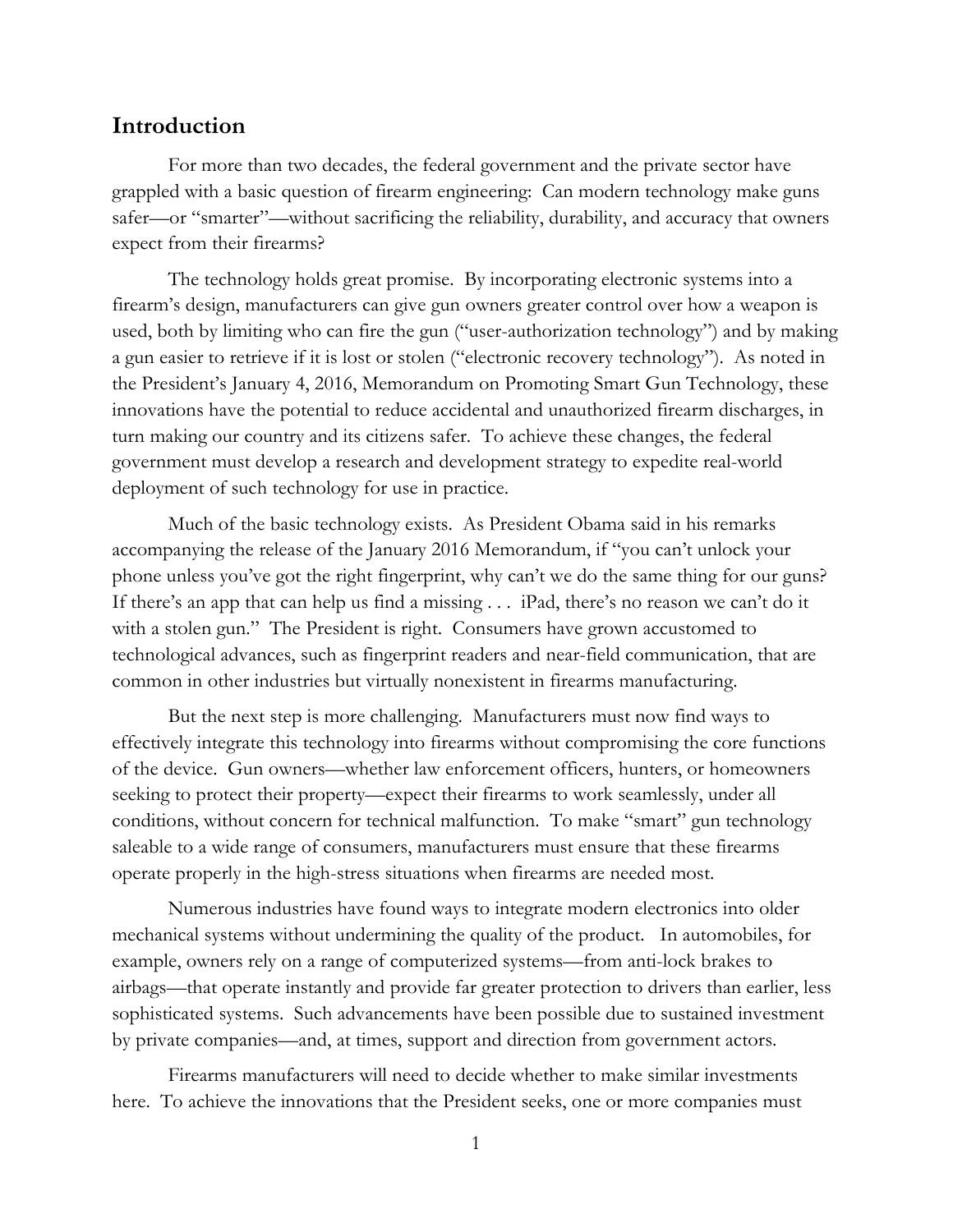## Introduction

For more than two decades, the federal government and the private sector have grappled with a basic question of firearm engineering: Can modern technology make guns safer—or "smarter"—without sacrificing the reliability, durability, and accuracy that owners expect from their firearms?

The technology holds great promise. By incorporating electronic systems into a firearm's design, manufacturers can give gun owners greater control over how a weapon is used, both by limiting who can fire the gun ("user-authorization technology") and by making a gun easier to retrieve if it is lost or stolen ("electronic recovery technology"). As noted in the President's January 4, 2016, Memorandum on Promoting Smart Gun Technology, these innovations have the potential to reduce accidental and unauthorized firearm discharges, in turn making our country and its citizens safer. To achieve these changes, the federal government must develop a research and development strategy to expedite real-world deployment of such technology for use in practice.

Much of the basic technology exists. As President Obama said in his remarks accompanying the release of the January 2016 Memorandum, if "you can't unlock your phone unless you've got the right fingerprint, why can't we do the same thing for our guns? If there's an app that can help us find a missing . . . iPad, there's no reason we can't do it with a stolen gun." The President is right. Consumers have grown accustomed to technological advances, such as fingerprint readers and near-field communication, that are common in other industries but virtually nonexistent in firearms manufacturing.

But the next step is more challenging. Manufacturers must now find ways to effectively integrate this technology into firearms without compromising the core functions of the device. Gun owners—whether law enforcement officers, hunters, or homeowners seeking to protect their property—expect their firearms to work seamlessly, under all conditions, without concern for technical malfunction. To make "smart" gun technology saleable to a wide range of consumers, manufacturers must ensure that these firearms operate properly in the high-stress situations when firearms are needed most.

Numerous industries have found ways to integrate modern electronics into older mechanical systems without undermining the quality of the product. In automobiles, for example, owners rely on a range of computerized systems—from anti-lock brakes to airbags—that operate instantly and provide far greater protection to drivers than earlier, less sophisticated systems. Such advancements have been possible due to sustained investment by private companies—and, at times, support and direction from government actors.

Firearms manufacturers will need to decide whether to make similar investments here. To achieve the innovations that the President seeks, one or more companies must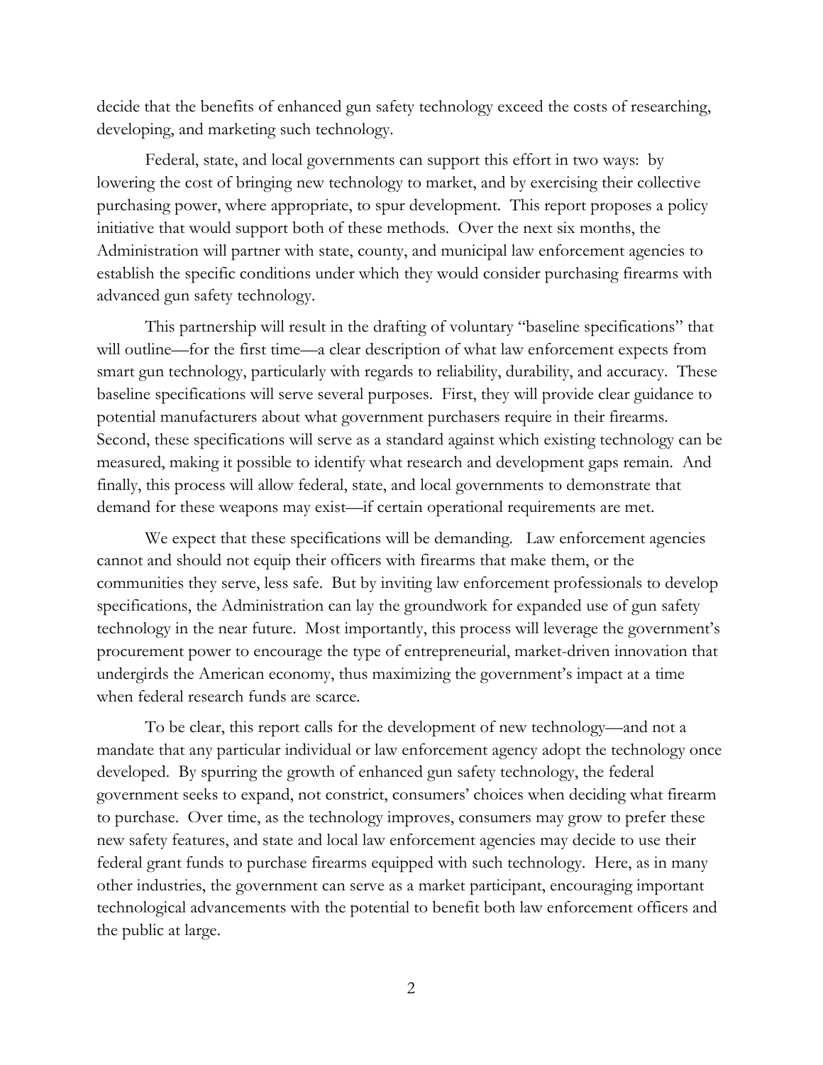decide that the benefits of enhanced gun safety technology exceed the costs of researching, developing, and marketing such technology.

Federal, state, and local governments can support this effort in two ways: by lowering the cost of bringing new technology to market, and by exercising their collective purchasing power, where appropriate, to spur development. This report proposes a policy initiative that would support both of these methods. Over the next six months, the Administration will partner with state, county, and municipal law enforcement agencies to establish the specific conditions under which they would consider purchasing firearms with advanced gun safety technology.

This partnership will result in the drafting of voluntary "baseline specifications" that will outline—for the first time—a clear description of what law enforcement expects from smart gun technology, particularly with regards to reliability, durability, and accuracy. These baseline specifications will serve several purposes. First, they will provide clear guidance to potential manufacturers about what government purchasers require in their firearms. Second, these specifications will serve as a standard against which existing technology can be measured, making it possible to identify what research and development gaps remain. And finally, this process will allow federal, state, and local governments to demonstrate that demand for these weapons may exist—if certain operational requirements are met.

We expect that these specifications will be demanding. Law enforcement agencies cannot and should not equip their officers with firearms that make them, or the communities they serve, less safe. But by inviting law enforcement professionals to develop specifications, the Administration can lay the groundwork for expanded use of gun safety technology in the near future. Most importantly, this process will leverage the government's procurement power to encourage the type of entrepreneurial, market-driven innovation that undergirds the American economy, thus maximizing the government's impact at a time when federal research funds are scarce.

To be clear, this report calls for the development of new technology—and not a mandate that any particular individual or law enforcement agency adopt the technology once developed. By spurring the growth of enhanced gun safety technology, the federal government seeks to expand, not constrict, consumers' choices when deciding what firearm to purchase. Over time, as the technology improves, consumers may grow to prefer these new safety features, and state and local law enforcement agencies may decide to use their federal grant funds to purchase firearms equipped with such technology. Here, as in many other industries, the government can serve as a market participant, encouraging important technological advancements with the potential to benefit both law enforcement officers and the public at large.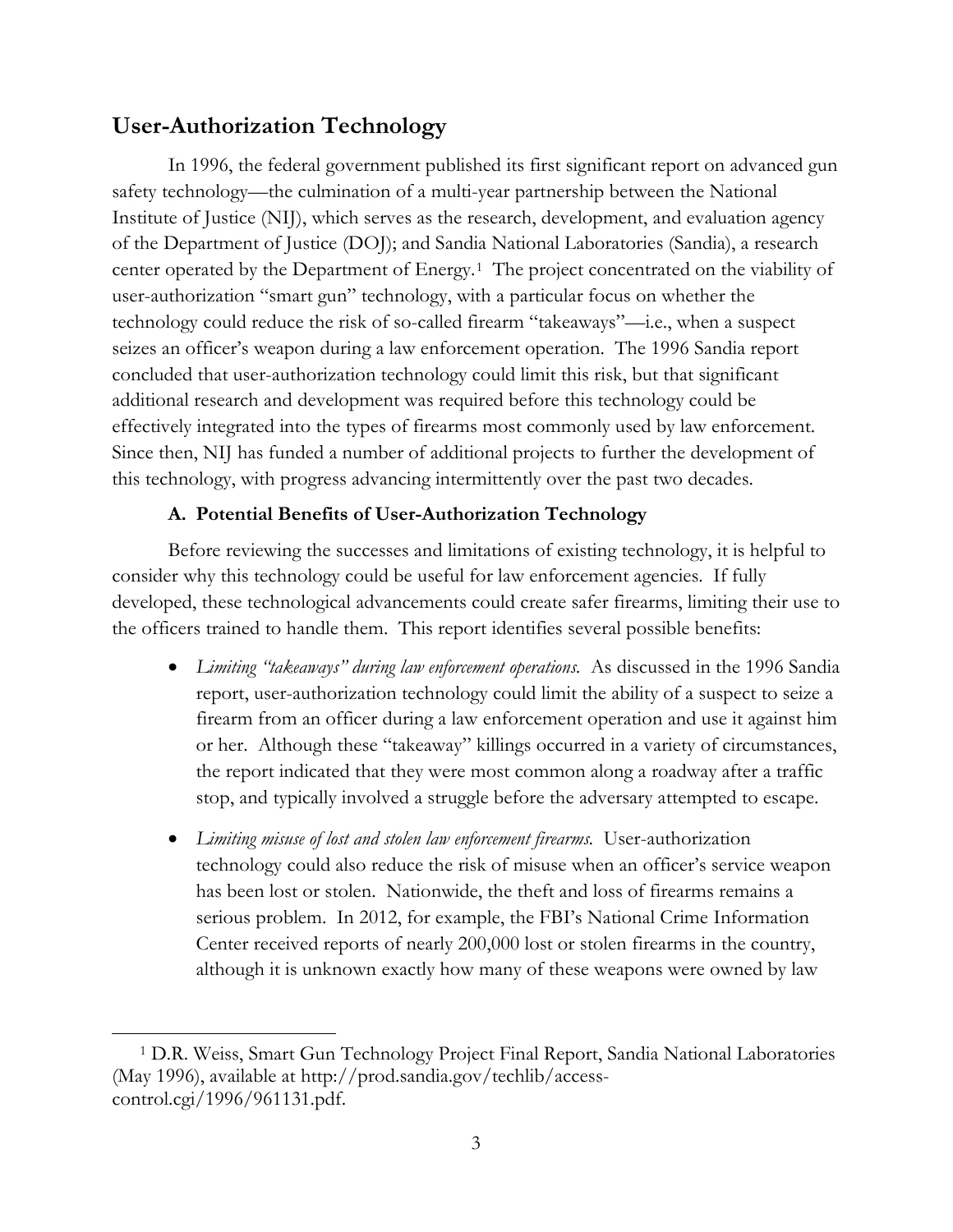## User-Authorization Technology

In 1996, the federal government published its first significant report on advanced gun safety technology—the culmination of a multi-year partnership between the National Institute of Justice (NIJ), which serves as the research, development, and evaluation agency of the Department of Justice (DOJ); and Sandia National Laboratories (Sandia), a research center operated by the Department of Energy.[1] The project concentrated on the viability of user-authorization "smart gun" technology, with a particular focus on whether the technology could reduce the risk of so-called firearm "takeaways"—i.e., when a suspect seizes an officer's weapon during a law enforcement operation. The 1996 Sandia report concluded that user-authorization technology could limit this risk, but that significant additional research and development was required before this technology could be effectively integrated into the types of firearms most commonly used by law enforcement. Since then, NIJ has funded a number of additional projects to further the development of this technology, with progress advancing intermittently over the past two decades.

### A. Potential Benefits of User-Authorization Technology

Before reviewing the successes and limitations of existing technology, it is helpful to consider why this technology could be useful for law enforcement agencies. If fully developed, these technological advancements could create safer firearms, limiting their use to the officers trained to handle them. This report identifies several possible benefits:

- *Limiting "takeaways" during law enforcement operations.* As discussed in the 1996 Sandia report, user-authorization technology could limit the ability of a suspect to seize a firearm from an officer during a law enforcement operation and use it against him or her. Although these "takeaway" killings occurred in a variety of circumstances, the report indicated that they were most common along a roadway after a traffic stop, and typically involved a struggle before the adversary attempted to escape.

- *Limiting misuse of lost and stolen law enforcement firearms.* User-authorization technology could also reduce the risk of misuse when an officer's service weapon has been lost or stolen. Nationwide, the theft and loss of firearms remains a serious problem. In 2012, for example, the FBI's National Crime Information Center received reports of nearly 200,000 lost or stolen firearms in the country, although it is unknown exactly how many of these weapons were owned by law

---

[1] D.R. Weiss, Smart Gun Technology Project Final Report, Sandia National Laboratories (May 1996), available at http://prod.sandia.gov/techlib/access-control.cgi/1996/961131.pdf.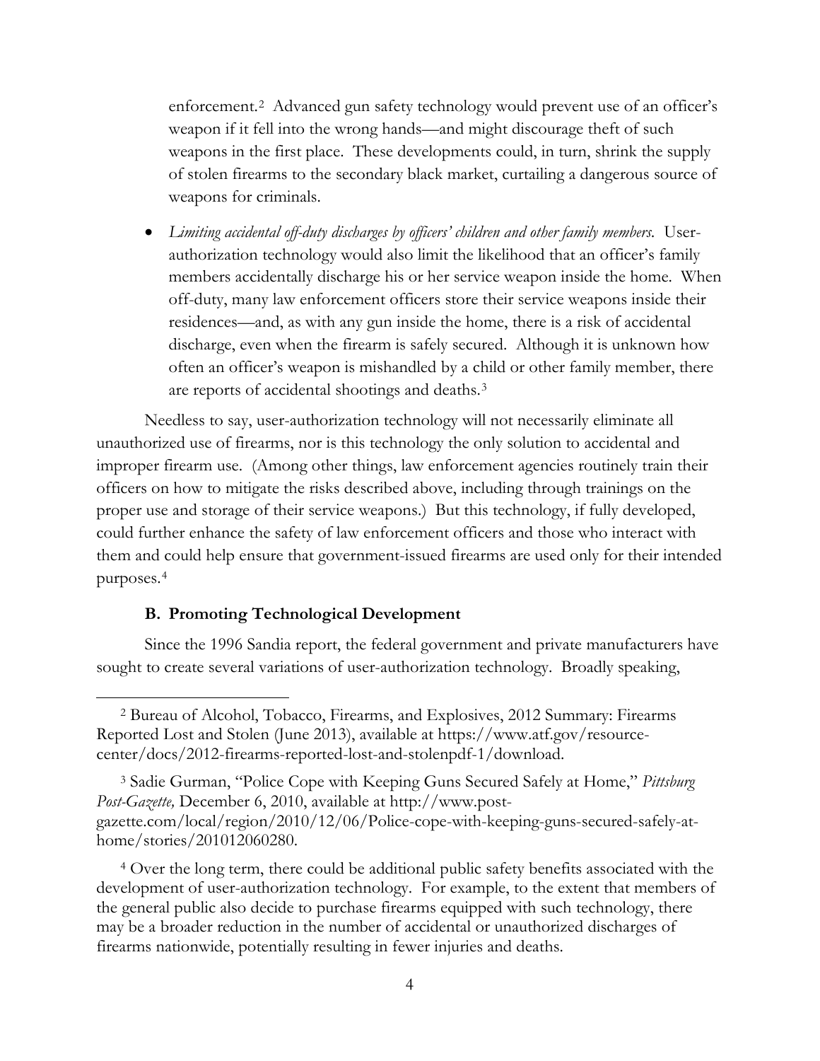enforcement.[2] Advanced gun safety technology would prevent use of an officer's weapon if it fell into the wrong hands—and might discourage theft of such weapons in the first place. These developments could, in turn, shrink the supply of stolen firearms to the secondary black market, curtailing a dangerous source of weapons for criminals.

- *Limiting accidental off-duty discharges by officers' children and other family members.* User-authorization technology would also limit the likelihood that an officer's family members accidentally discharge his or her service weapon inside the home. When off-duty, many law enforcement officers store their service weapons inside their residences—and, as with any gun inside the home, there is a risk of accidental discharge, even when the firearm is safely secured. Although it is unknown how often an officer's weapon is mishandled by a child or other family member, there are reports of accidental shootings and deaths.[3]

Needless to say, user-authorization technology will not necessarily eliminate all unauthorized use of firearms, nor is this technology the only solution to accidental and improper firearm use. (Among other things, law enforcement agencies routinely train their officers on how to mitigate the risks described above, including through trainings on the proper use and storage of their service weapons.) But this technology, if fully developed, could further enhance the safety of law enforcement officers and those who interact with them and could help ensure that government-issued firearms are used only for their intended purposes.[4]

### B. Promoting Technological Development

Since the 1996 Sandia report, the federal government and private manufacturers have sought to create several variations of user-authorization technology. Broadly speaking,

---

[2] Bureau of Alcohol, Tobacco, Firearms, and Explosives, 2012 Summary: Firearms Reported Lost and Stolen (June 2013), available at https://www.atf.gov/resource-center/docs/2012-firearms-reported-lost-and-stolenpdf-1/download.

[3] Sadie Gurman, "Police Cope with Keeping Guns Secured Safely at Home," *Pittsburg Post-Gazette,* December 6, 2010, available at http://www.post-gazette.com/local/region/2010/12/06/Police-cope-with-keeping-guns-secured-safely-at-home/stories/201012060280.

[4] Over the long term, there could be additional public safety benefits associated with the development of user-authorization technology. For example, to the extent that members of the general public also decide to purchase firearms equipped with such technology, there may be a broader reduction in the number of accidental or unauthorized discharges of firearms nationwide, potentially resulting in fewer injuries and deaths.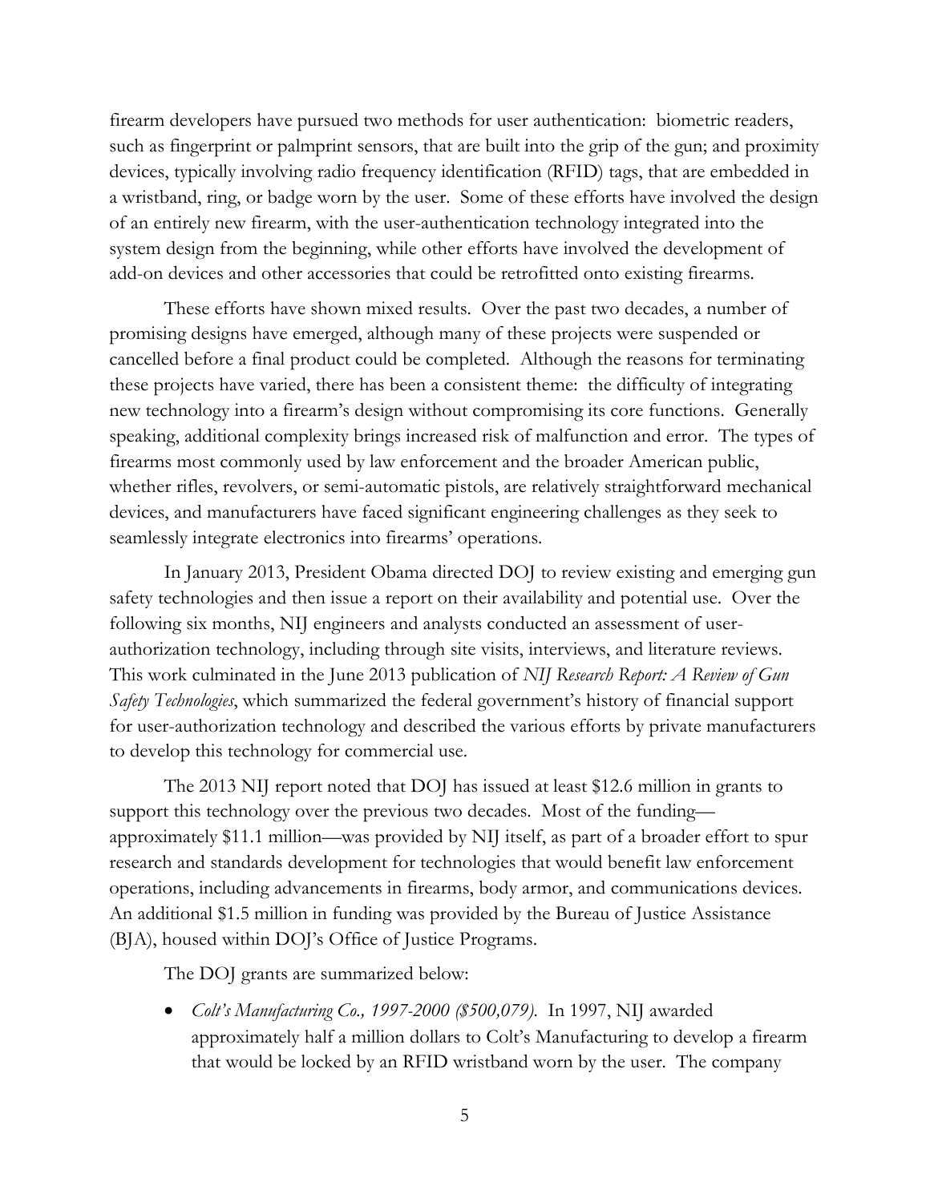firearm developers have pursued two methods for user authentication: biometric readers, such as fingerprint or palmprint sensors, that are built into the grip of the gun; and proximity devices, typically involving radio frequency identification (RFID) tags, that are embedded in a wristband, ring, or badge worn by the user. Some of these efforts have involved the design of an entirely new firearm, with the user-authentication technology integrated into the system design from the beginning, while other efforts have involved the development of add-on devices and other accessories that could be retrofitted onto existing firearms.

These efforts have shown mixed results. Over the past two decades, a number of promising designs have emerged, although many of these projects were suspended or cancelled before a final product could be completed. Although the reasons for terminating these projects have varied, there has been a consistent theme: the difficulty of integrating new technology into a firearm's design without compromising its core functions. Generally speaking, additional complexity brings increased risk of malfunction and error. The types of firearms most commonly used by law enforcement and the broader American public, whether rifles, revolvers, or semi-automatic pistols, are relatively straightforward mechanical devices, and manufacturers have faced significant engineering challenges as they seek to seamlessly integrate electronics into firearms' operations.

In January 2013, President Obama directed DOJ to review existing and emerging gun safety technologies and then issue a report on their availability and potential use. Over the following six months, NIJ engineers and analysts conducted an assessment of user-authorization technology, including through site visits, interviews, and literature reviews. This work culminated in the June 2013 publication of *NIJ Research Report: A Review of Gun Safety Technologies*, which summarized the federal government's history of financial support for user-authorization technology and described the various efforts by private manufacturers to develop this technology for commercial use.

The 2013 NIJ report noted that DOJ has issued at least $12.6 million in grants to support this technology over the previous two decades. Most of the funding—approximately $11.1 million—was provided by NIJ itself, as part of a broader effort to spur research and standards development for technologies that would benefit law enforcement operations, including advancements in firearms, body armor, and communications devices. An additional $1.5 million in funding was provided by the Bureau of Justice Assistance (BJA), housed within DOJ's Office of Justice Programs.

The DOJ grants are summarized below:

- *Colt's Manufacturing Co., 1997-2000 ($500,079).* In 1997, NIJ awarded approximately half a million dollars to Colt's Manufacturing to develop a firearm that would be locked by an RFID wristband worn by the user. The company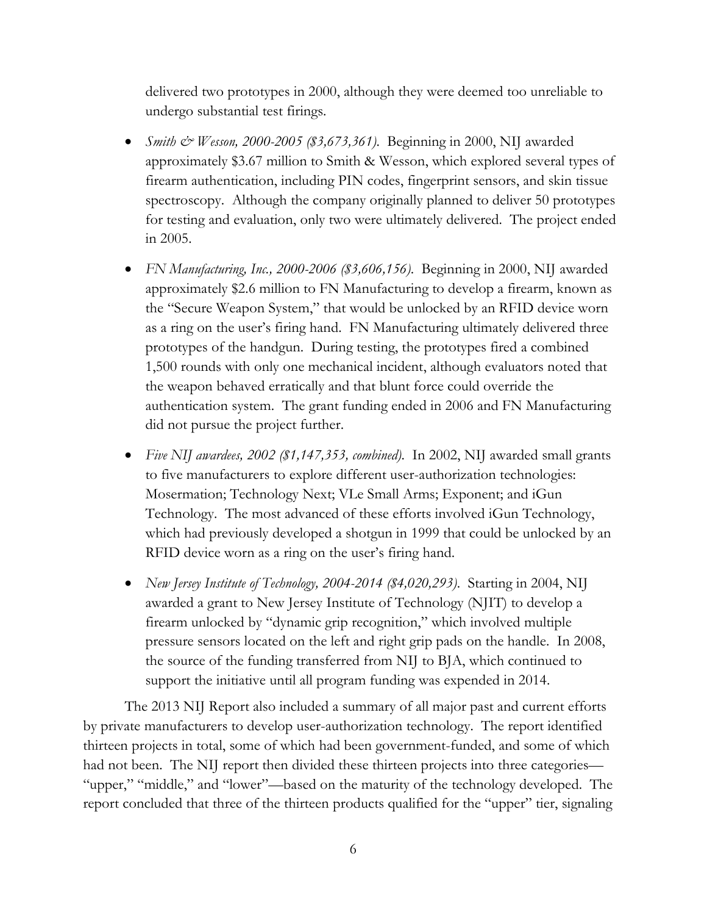delivered two prototypes in 2000, although they were deemed too unreliable to undergo substantial test firings.

- *Smith & Wesson, 2000-2005 ($3,673,361).* Beginning in 2000, NIJ awarded approximately $3.67 million to Smith & Wesson, which explored several types of firearm authentication, including PIN codes, fingerprint sensors, and skin tissue spectroscopy. Although the company originally planned to deliver 50 prototypes for testing and evaluation, only two were ultimately delivered. The project ended in 2005.

- *FN Manufacturing, Inc., 2000-2006 ($3,606,156).* Beginning in 2000, NIJ awarded approximately $2.6 million to FN Manufacturing to develop a firearm, known as the "Secure Weapon System," that would be unlocked by an RFID device worn as a ring on the user's firing hand. FN Manufacturing ultimately delivered three prototypes of the handgun. During testing, the prototypes fired a combined 1,500 rounds with only one mechanical incident, although evaluators noted that the weapon behaved erratically and that blunt force could override the authentication system. The grant funding ended in 2006 and FN Manufacturing did not pursue the project further.

- *Five NIJ awardees, 2002 ($1,147,353, combined).* In 2002, NIJ awarded small grants to five manufacturers to explore different user-authorization technologies: Mosermation; Technology Next; VLe Small Arms; Exponent; and iGun Technology. The most advanced of these efforts involved iGun Technology, which had previously developed a shotgun in 1999 that could be unlocked by an RFID device worn as a ring on the user's firing hand.

- *New Jersey Institute of Technology, 2004-2014 ($4,020,293).* Starting in 2004, NIJ awarded a grant to New Jersey Institute of Technology (NJIT) to develop a firearm unlocked by "dynamic grip recognition," which involved multiple pressure sensors located on the left and right grip pads on the handle. In 2008, the source of the funding transferred from NIJ to BJA, which continued to support the initiative until all program funding was expended in 2014.

The 2013 NIJ Report also included a summary of all major past and current efforts by private manufacturers to develop user-authorization technology. The report identified thirteen projects in total, some of which had been government-funded, and some of which had not been. The NIJ report then divided these thirteen projects into three categories—"upper," "middle," and "lower"—based on the maturity of the technology developed. The report concluded that three of the thirteen products qualified for the "upper" tier, signaling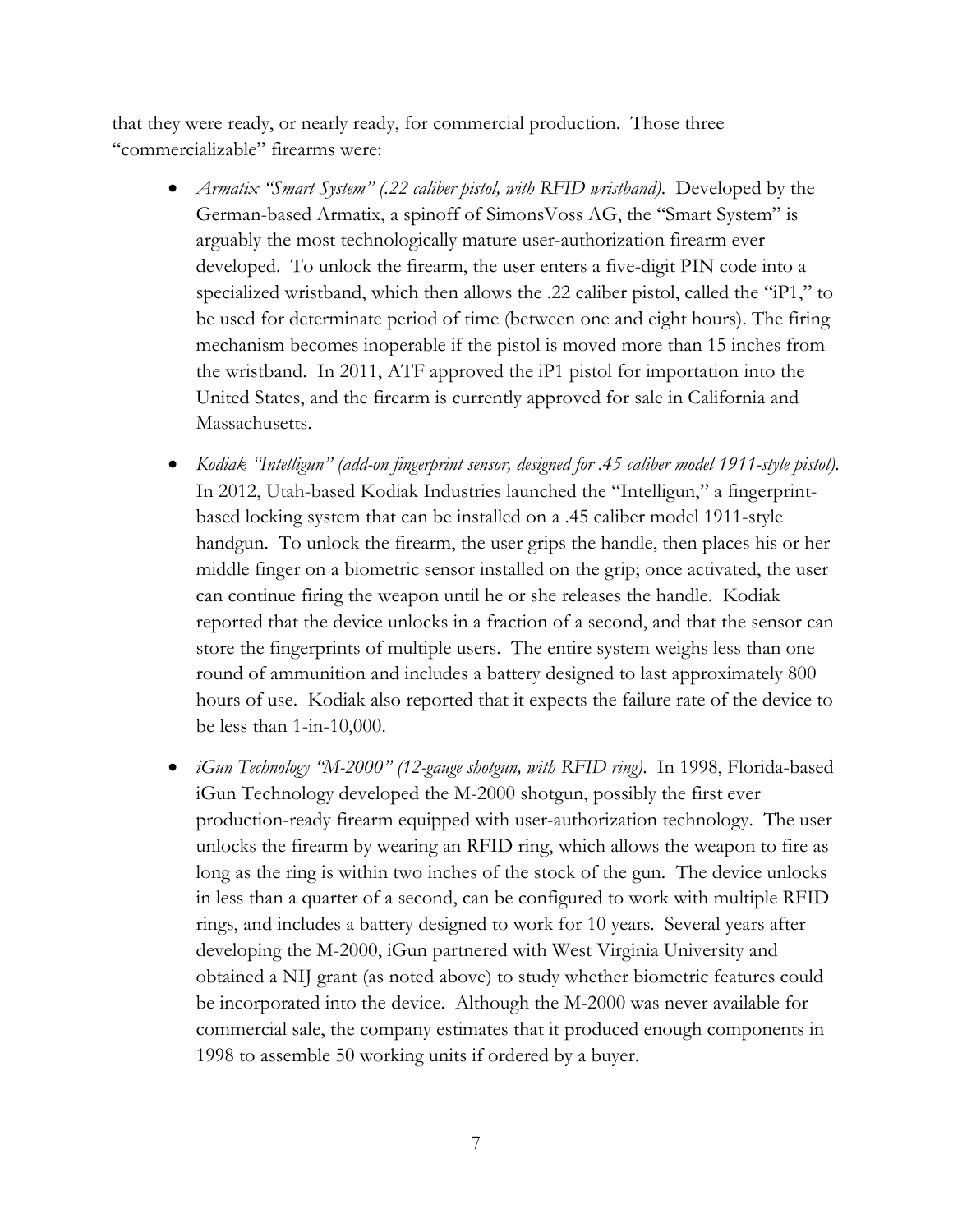that they were ready, or nearly ready, for commercial production. Those three "commercializable" firearms were:

- *Armatix "Smart System" (.22 caliber pistol, with RFID wristband).* Developed by the German-based Armatix, a spinoff of SimonsVoss AG, the "Smart System" is arguably the most technologically mature user-authorization firearm ever developed. To unlock the firearm, the user enters a five-digit PIN code into a specialized wristband, which then allows the .22 caliber pistol, called the "iP1," to be used for determinate period of time (between one and eight hours). The firing mechanism becomes inoperable if the pistol is moved more than 15 inches from the wristband. In 2011, ATF approved the iP1 pistol for importation into the United States, and the firearm is currently approved for sale in California and Massachusetts.

- *Kodiak "Intelligun" (add-on fingerprint sensor, designed for .45 caliber model 1911-style pistol).* In 2012, Utah-based Kodiak Industries launched the "Intelligun," a fingerprint-based locking system that can be installed on a .45 caliber model 1911-style handgun. To unlock the firearm, the user grips the handle, then places his or her middle finger on a biometric sensor installed on the grip; once activated, the user can continue firing the weapon until he or she releases the handle. Kodiak reported that the device unlocks in a fraction of a second, and that the sensor can store the fingerprints of multiple users. The entire system weighs less than one round of ammunition and includes a battery designed to last approximately 800 hours of use. Kodiak also reported that it expects the failure rate of the device to be less than 1-in-10,000.

- *iGun Technology "M-2000" (12-gauge shotgun, with RFID ring).* In 1998, Florida-based iGun Technology developed the M-2000 shotgun, possibly the first ever production-ready firearm equipped with user-authorization technology. The user unlocks the firearm by wearing an RFID ring, which allows the weapon to fire as long as the ring is within two inches of the stock of the gun. The device unlocks in less than a quarter of a second, can be configured to work with multiple RFID rings, and includes a battery designed to work for 10 years. Several years after developing the M-2000, iGun partnered with West Virginia University and obtained a NIJ grant (as noted above) to study whether biometric features could be incorporated into the device. Although the M-2000 was never available for commercial sale, the company estimates that it produced enough components in 1998 to assemble 50 working units if ordered by a buyer.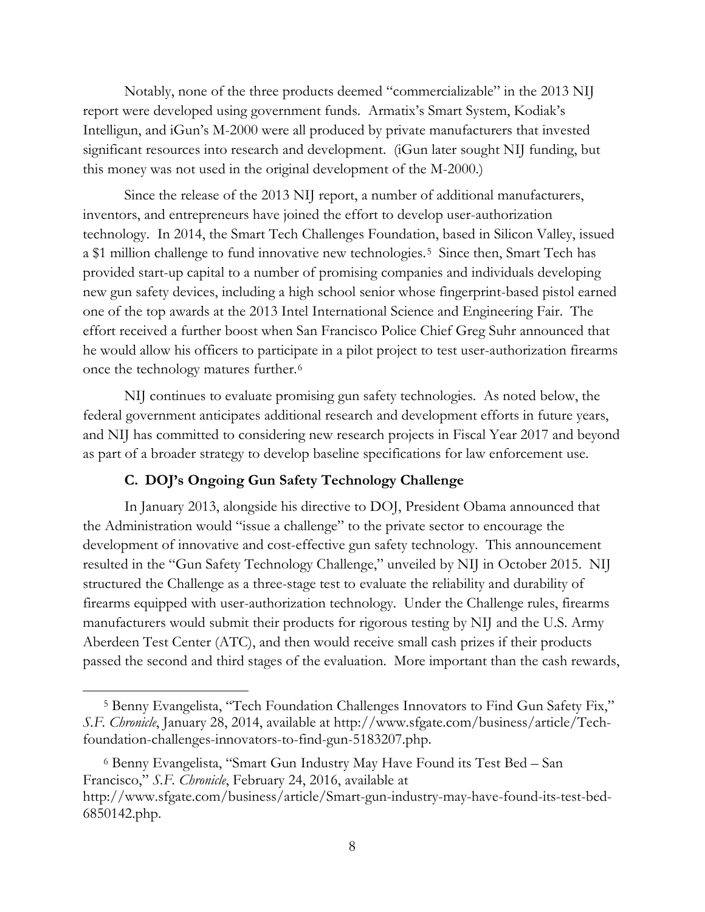Notably, none of the three products deemed "commercializable" in the 2013 NIJ report were developed using government funds. Armatix's Smart System, Kodiak's Intelligun, and iGun's M-2000 were all produced by private manufacturers that invested significant resources into research and development. (iGun later sought NIJ funding, but this money was not used in the original development of the M-2000.)

Since the release of the 2013 NIJ report, a number of additional manufacturers, inventors, and entrepreneurs have joined the effort to develop user-authorization technology. In 2014, the Smart Tech Challenges Foundation, based in Silicon Valley, issued a $1 million challenge to fund innovative new technologies.[5] Since then, Smart Tech has provided start-up capital to a number of promising companies and individuals developing new gun safety devices, including a high school senior whose fingerprint-based pistol earned one of the top awards at the 2013 Intel International Science and Engineering Fair. The effort received a further boost when San Francisco Police Chief Greg Suhr announced that he would allow his officers to participate in a pilot project to test user-authorization firearms once the technology matures further.[6]

NIJ continues to evaluate promising gun safety technologies. As noted below, the federal government anticipates additional research and development efforts in future years, and NIJ has committed to considering new research projects in Fiscal Year 2017 and beyond as part of a broader strategy to develop baseline specifications for law enforcement use.

### C. DOJ's Ongoing Gun Safety Technology Challenge

In January 2013, alongside his directive to DOJ, President Obama announced that the Administration would "issue a challenge" to the private sector to encourage the development of innovative and cost-effective gun safety technology. This announcement resulted in the "Gun Safety Technology Challenge," unveiled by NIJ in October 2015. NIJ structured the Challenge as a three-stage test to evaluate the reliability and durability of firearms equipped with user-authorization technology. Under the Challenge rules, firearms manufacturers would submit their products for rigorous testing by NIJ and the U.S. Army Aberdeen Test Center (ATC), and then would receive small cash prizes if their products passed the second and third stages of the evaluation. More important than the cash rewards,

---

[5] Benny Evangelista, "Tech Foundation Challenges Innovators to Find Gun Safety Fix," *S.F. Chronicle*, January 28, 2014, available at http://www.sfgate.com/business/article/Tech-foundation-challenges-innovators-to-find-gun-5183207.php.

[6] Benny Evangelista, "Smart Gun Industry May Have Found its Test Bed – San Francisco," *S.F. Chronicle*, February 24, 2016, available at http://www.sfgate.com/business/article/Smart-gun-industry-may-have-found-its-test-bed-6850142.php.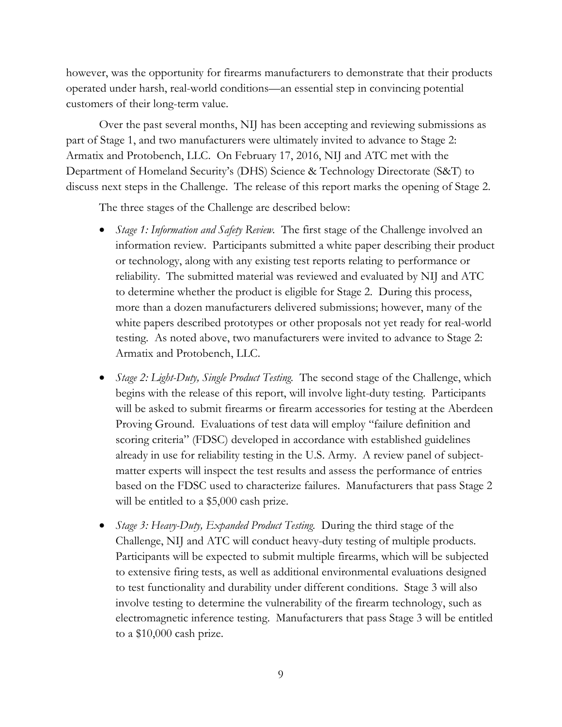however, was the opportunity for firearms manufacturers to demonstrate that their products operated under harsh, real-world conditions—an essential step in convincing potential customers of their long-term value.

Over the past several months, NIJ has been accepting and reviewing submissions as part of Stage 1, and two manufacturers were ultimately invited to advance to Stage 2: Armatix and Protobench, LLC. On February 17, 2016, NIJ and ATC met with the Department of Homeland Security's (DHS) Science & Technology Directorate (S&T) to discuss next steps in the Challenge. The release of this report marks the opening of Stage 2.

The three stages of the Challenge are described below:

- *Stage 1: Information and Safety Review.* The first stage of the Challenge involved an information review. Participants submitted a white paper describing their product or technology, along with any existing test reports relating to performance or reliability. The submitted material was reviewed and evaluated by NIJ and ATC to determine whether the product is eligible for Stage 2. During this process, more than a dozen manufacturers delivered submissions; however, many of the white papers described prototypes or other proposals not yet ready for real-world testing. As noted above, two manufacturers were invited to advance to Stage 2: Armatix and Protobench, LLC.

- *Stage 2: Light-Duty, Single Product Testing.* The second stage of the Challenge, which begins with the release of this report, will involve light-duty testing. Participants will be asked to submit firearms or firearm accessories for testing at the Aberdeen Proving Ground. Evaluations of test data will employ "failure definition and scoring criteria" (FDSC) developed in accordance with established guidelines already in use for reliability testing in the U.S. Army. A review panel of subject-matter experts will inspect the test results and assess the performance of entries based on the FDSC used to characterize failures. Manufacturers that pass Stage 2 will be entitled to a $5,000 cash prize.

- *Stage 3: Heavy-Duty, Expanded Product Testing.* During the third stage of the Challenge, NIJ and ATC will conduct heavy-duty testing of multiple products. Participants will be expected to submit multiple firearms, which will be subjected to extensive firing tests, as well as additional environmental evaluations designed to test functionality and durability under different conditions. Stage 3 will also involve testing to determine the vulnerability of the firearm technology, such as electromagnetic inference testing. Manufacturers that pass Stage 3 will be entitled to a $10,000 cash prize.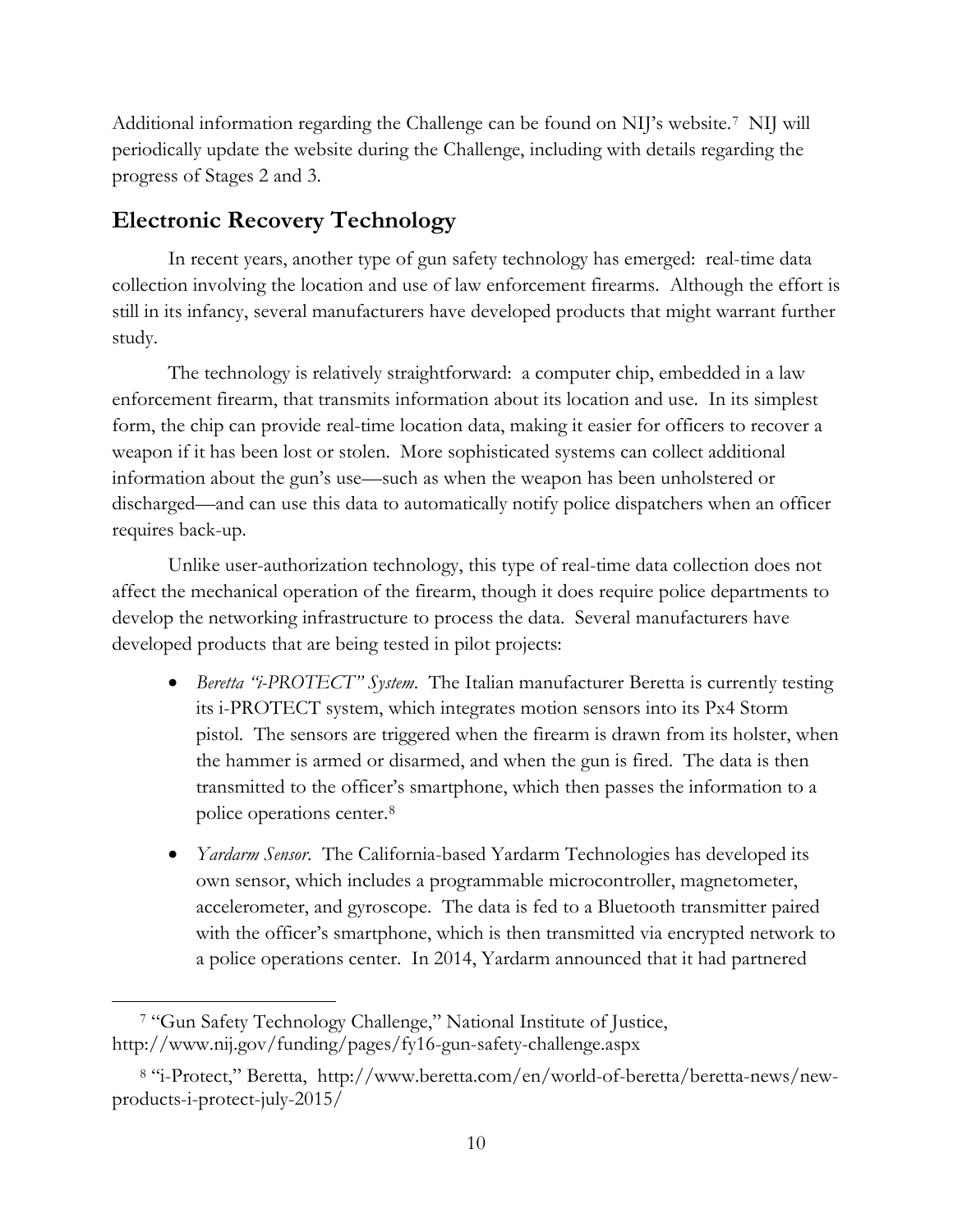Additional information regarding the Challenge can be found on NIJ's website.[7] NIJ will periodically update the website during the Challenge, including with details regarding the progress of Stages 2 and 3.

## Electronic Recovery Technology

In recent years, another type of gun safety technology has emerged: real-time data collection involving the location and use of law enforcement firearms. Although the effort is still in its infancy, several manufacturers have developed products that might warrant further study.

The technology is relatively straightforward: a computer chip, embedded in a law enforcement firearm, that transmits information about its location and use. In its simplest form, the chip can provide real-time location data, making it easier for officers to recover a weapon if it has been lost or stolen. More sophisticated systems can collect additional information about the gun's use—such as when the weapon has been unholstered or discharged—and can use this data to automatically notify police dispatchers when an officer requires back-up.

Unlike user-authorization technology, this type of real-time data collection does not affect the mechanical operation of the firearm, though it does require police departments to develop the networking infrastructure to process the data. Several manufacturers have developed products that are being tested in pilot projects:

- *Beretta "i-PROTECT" System*. The Italian manufacturer Beretta is currently testing its i-PROTECT system, which integrates motion sensors into its Px4 Storm pistol. The sensors are triggered when the firearm is drawn from its holster, when the hammer is armed or disarmed, and when the gun is fired. The data is then transmitted to the officer's smartphone, which then passes the information to a police operations center.[8]
- *Yardarm Sensor*. The California-based Yardarm Technologies has developed its own sensor, which includes a programmable microcontroller, magnetometer, accelerometer, and gyroscope. The data is fed to a Bluetooth transmitter paired with the officer's smartphone, which is then transmitted via encrypted network to a police operations center. In 2014, Yardarm announced that it had partnered

---

[7] "Gun Safety Technology Challenge," National Institute of Justice, http://www.nij.gov/funding/pages/fy16-gun-safety-challenge.aspx

[8] "i-Protect," Beretta, http://www.beretta.com/en/world-of-beretta/beretta-news/new-products-i-protect-july-2015/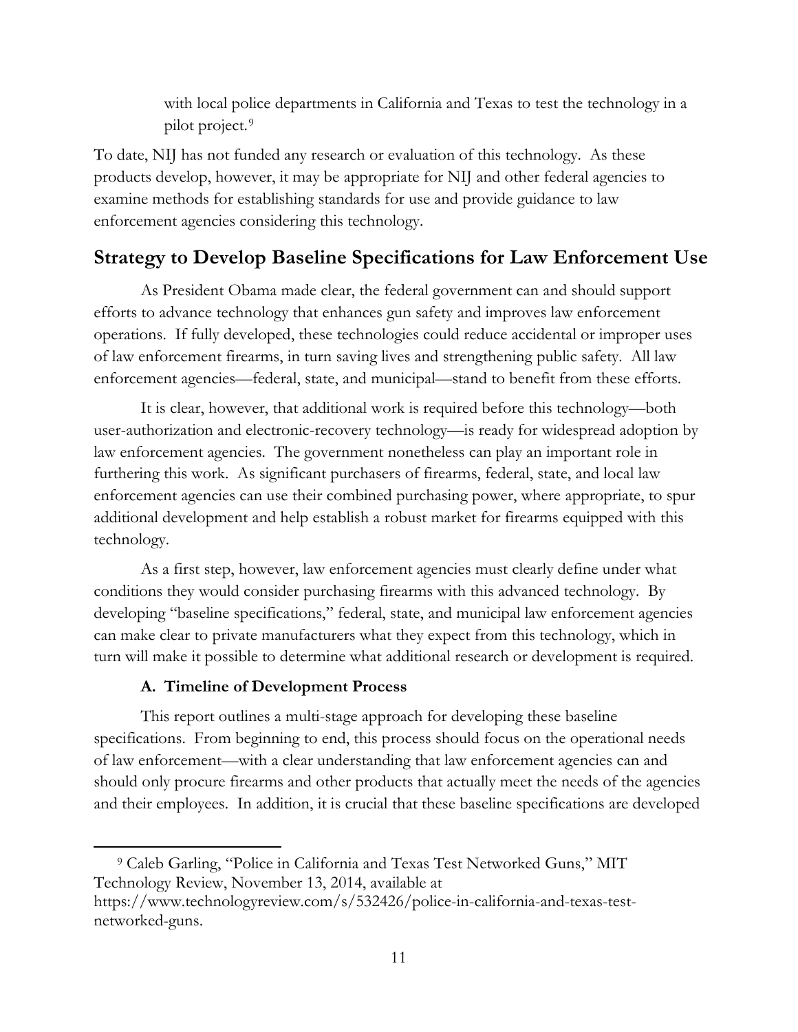with local police departments in California and Texas to test the technology in a pilot project.[9]

To date, NIJ has not funded any research or evaluation of this technology. As these products develop, however, it may be appropriate for NIJ and other federal agencies to examine methods for establishing standards for use and provide guidance to law enforcement agencies considering this technology.

## Strategy to Develop Baseline Specifications for Law Enforcement Use

As President Obama made clear, the federal government can and should support efforts to advance technology that enhances gun safety and improves law enforcement operations. If fully developed, these technologies could reduce accidental or improper uses of law enforcement firearms, in turn saving lives and strengthening public safety. All law enforcement agencies—federal, state, and municipal—stand to benefit from these efforts.

It is clear, however, that additional work is required before this technology—both user-authorization and electronic-recovery technology—is ready for widespread adoption by law enforcement agencies. The government nonetheless can play an important role in furthering this work. As significant purchasers of firearms, federal, state, and local law enforcement agencies can use their combined purchasing power, where appropriate, to spur additional development and help establish a robust market for firearms equipped with this technology.

As a first step, however, law enforcement agencies must clearly define under what conditions they would consider purchasing firearms with this advanced technology. By developing "baseline specifications," federal, state, and municipal law enforcement agencies can make clear to private manufacturers what they expect from this technology, which in turn will make it possible to determine what additional research or development is required.

### A. Timeline of Development Process

This report outlines a multi-stage approach for developing these baseline specifications. From beginning to end, this process should focus on the operational needs of law enforcement—with a clear understanding that law enforcement agencies can and should only procure firearms and other products that actually meet the needs of the agencies and their employees. In addition, it is crucial that these baseline specifications are developed

---

[9] Caleb Garling, "Police in California and Texas Test Networked Guns," MIT Technology Review, November 13, 2014, available at https://www.technologyreview.com/s/532426/police-in-california-and-texas-test-networked-guns.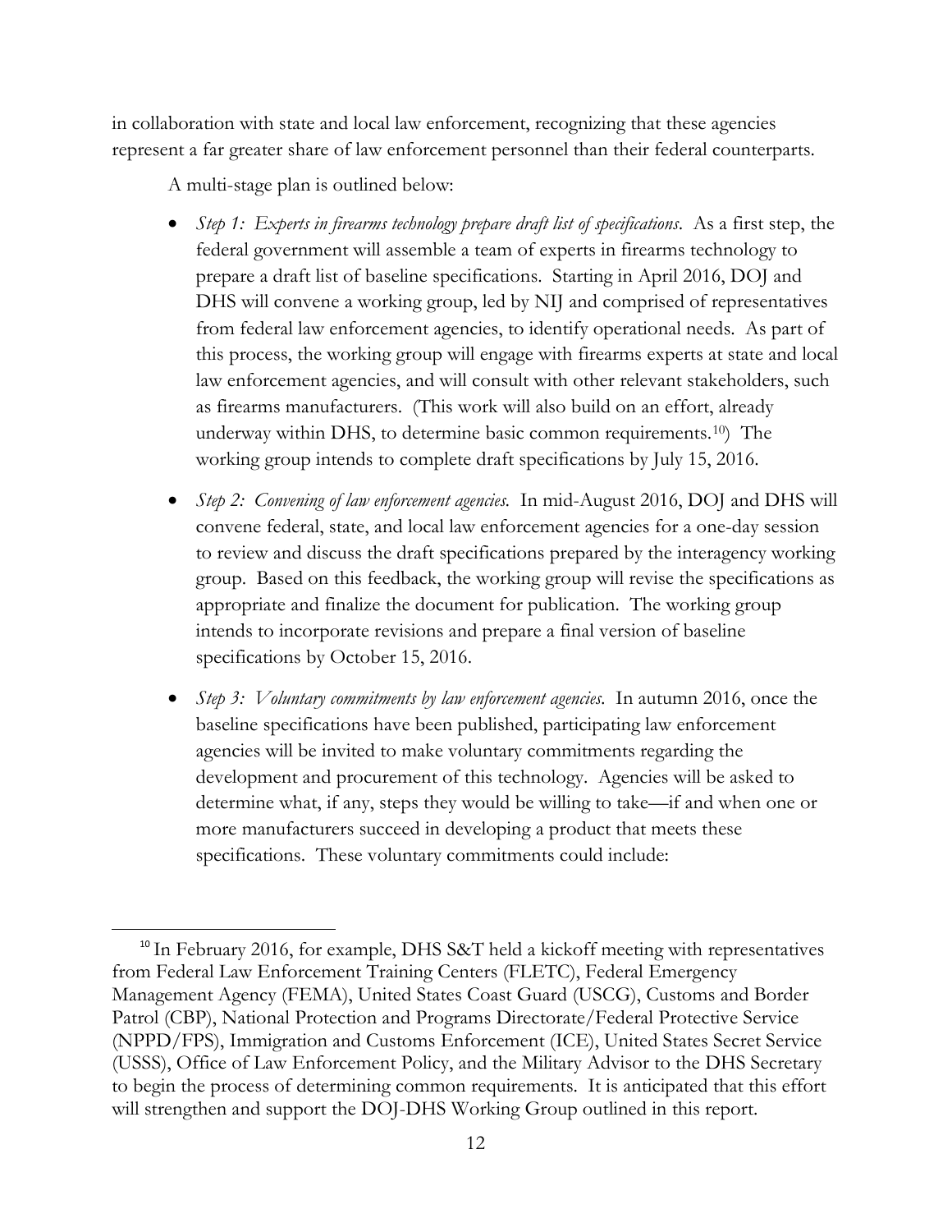in collaboration with state and local law enforcement, recognizing that these agencies represent a far greater share of law enforcement personnel than their federal counterparts.

A multi-stage plan is outlined below:

- *Step 1: Experts in firearms technology prepare draft list of specifications.* As a first step, the federal government will assemble a team of experts in firearms technology to prepare a draft list of baseline specifications. Starting in April 2016, DOJ and DHS will convene a working group, led by NIJ and comprised of representatives from federal law enforcement agencies, to identify operational needs. As part of this process, the working group will engage with firearms experts at state and local law enforcement agencies, and will consult with other relevant stakeholders, such as firearms manufacturers. (This work will also build on an effort, already underway within DHS, to determine basic common requirements.[10]) The working group intends to complete draft specifications by July 15, 2016.

- *Step 2: Convening of law enforcement agencies.* In mid-August 2016, DOJ and DHS will convene federal, state, and local law enforcement agencies for a one-day session to review and discuss the draft specifications prepared by the interagency working group. Based on this feedback, the working group will revise the specifications as appropriate and finalize the document for publication. The working group intends to incorporate revisions and prepare a final version of baseline specifications by October 15, 2016.

- *Step 3: Voluntary commitments by law enforcement agencies.* In autumn 2016, once the baseline specifications have been published, participating law enforcement agencies will be invited to make voluntary commitments regarding the development and procurement of this technology. Agencies will be asked to determine what, if any, steps they would be willing to take—if and when one or more manufacturers succeed in developing a product that meets these specifications. These voluntary commitments could include:

[10] In February 2016, for example, DHS S&T held a kickoff meeting with representatives from Federal Law Enforcement Training Centers (FLETC), Federal Emergency Management Agency (FEMA), United States Coast Guard (USCG), Customs and Border Patrol (CBP), National Protection and Programs Directorate/Federal Protective Service (NPPD/FPS), Immigration and Customs Enforcement (ICE), United States Secret Service (USSS), Office of Law Enforcement Policy, and the Military Advisor to the DHS Secretary to begin the process of determining common requirements. It is anticipated that this effort will strengthen and support the DOJ-DHS Working Group outlined in this report.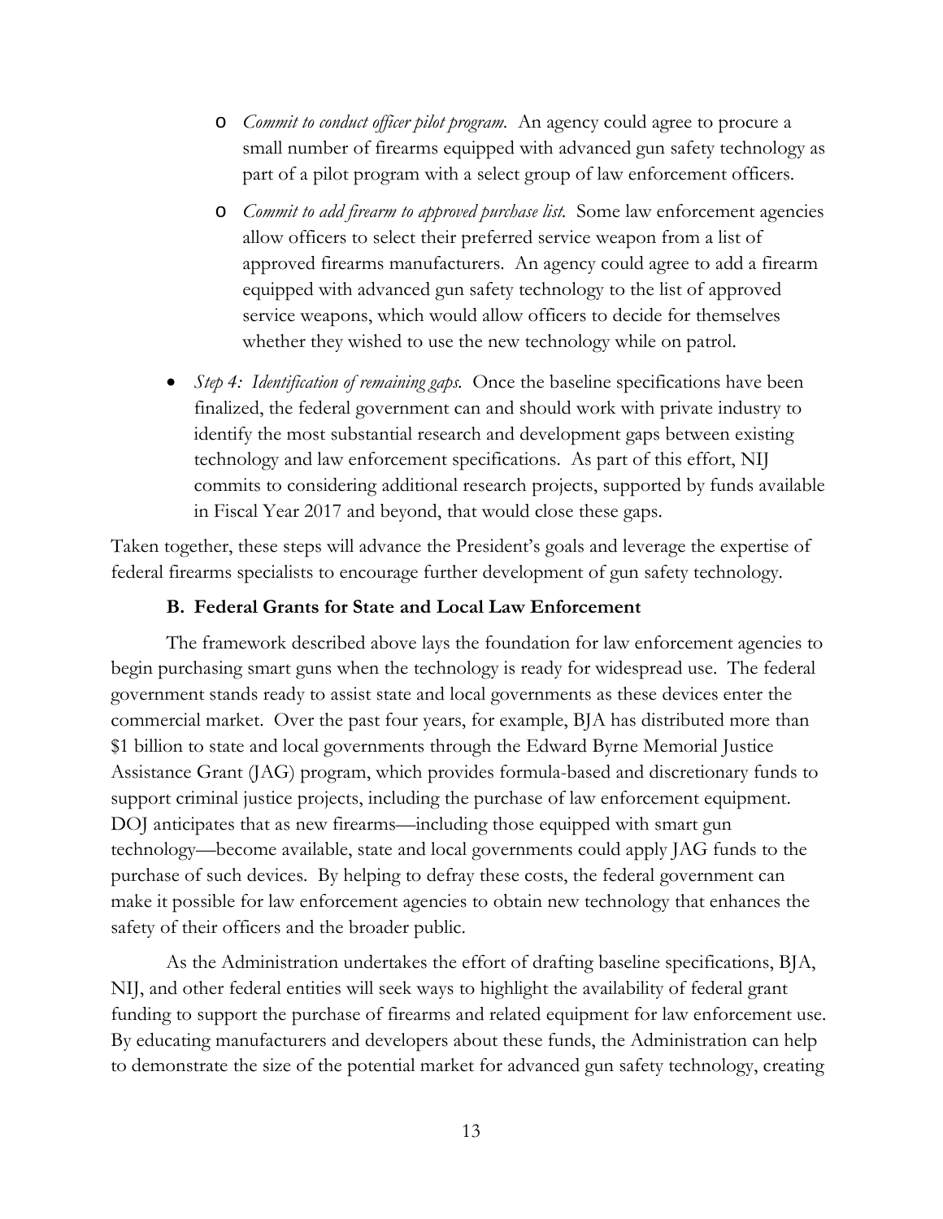- *Commit to conduct officer pilot program.* An agency could agree to procure a small number of firearms equipped with advanced gun safety technology as part of a pilot program with a select group of law enforcement officers.
- *Commit to add firearm to approved purchase list.* Some law enforcement agencies allow officers to select their preferred service weapon from a list of approved firearms manufacturers. An agency could agree to add a firearm equipped with advanced gun safety technology to the list of approved service weapons, which would allow officers to decide for themselves whether they wished to use the new technology while on patrol.

- *Step 4: Identification of remaining gaps.* Once the baseline specifications have been finalized, the federal government can and should work with private industry to identify the most substantial research and development gaps between existing technology and law enforcement specifications. As part of this effort, NIJ commits to considering additional research projects, supported by funds available in Fiscal Year 2017 and beyond, that would close these gaps.

Taken together, these steps will advance the President's goals and leverage the expertise of federal firearms specialists to encourage further development of gun safety technology.

### B. Federal Grants for State and Local Law Enforcement

The framework described above lays the foundation for law enforcement agencies to begin purchasing smart guns when the technology is ready for widespread use. The federal government stands ready to assist state and local governments as these devices enter the commercial market. Over the past four years, for example, BJA has distributed more than $1 billion to state and local governments through the Edward Byrne Memorial Justice Assistance Grant (JAG) program, which provides formula-based and discretionary funds to support criminal justice projects, including the purchase of law enforcement equipment. DOJ anticipates that as new firearms—including those equipped with smart gun technology—become available, state and local governments could apply JAG funds to the purchase of such devices. By helping to defray these costs, the federal government can make it possible for law enforcement agencies to obtain new technology that enhances the safety of their officers and the broader public.

As the Administration undertakes the effort of drafting baseline specifications, BJA, NIJ, and other federal entities will seek ways to highlight the availability of federal grant funding to support the purchase of firearms and related equipment for law enforcement use. By educating manufacturers and developers about these funds, the Administration can help to demonstrate the size of the potential market for advanced gun safety technology, creating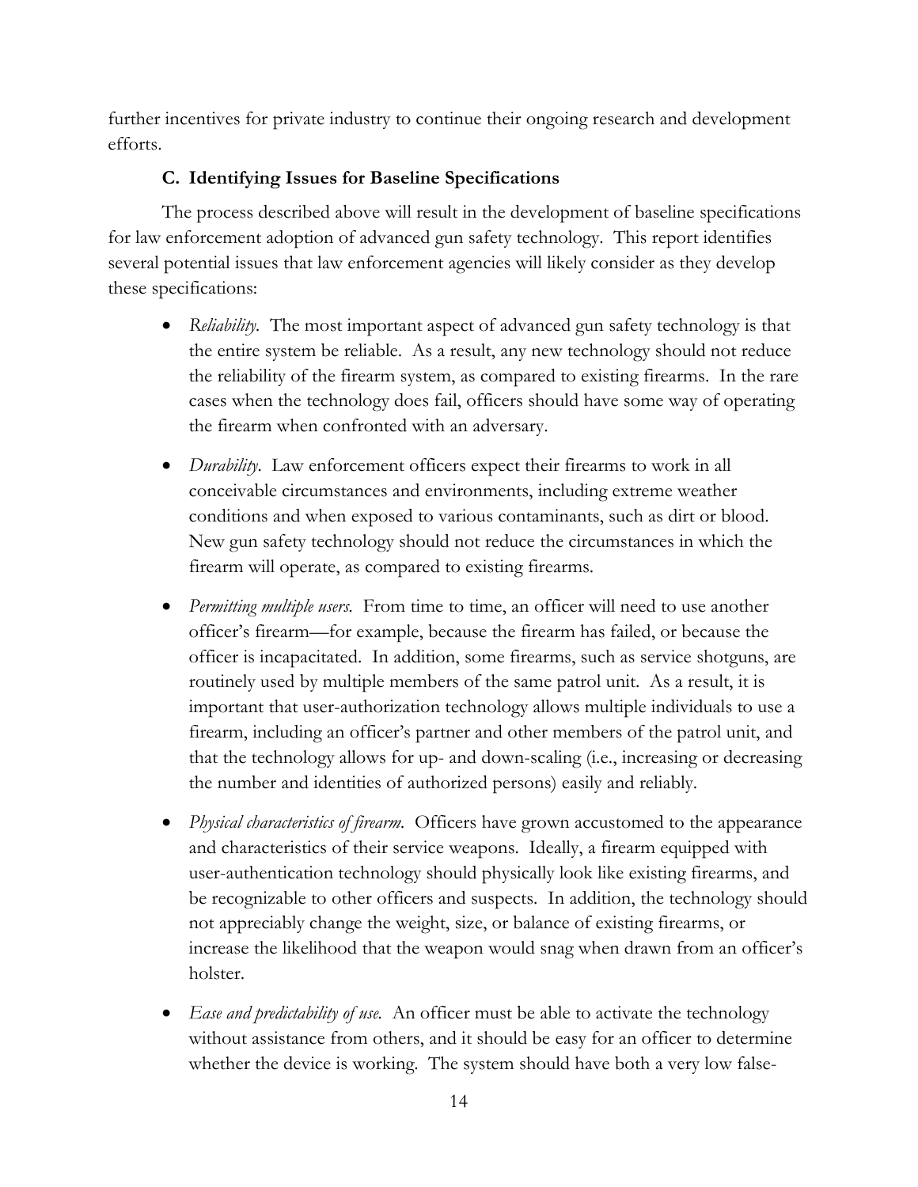further incentives for private industry to continue their ongoing research and development efforts.

### C. Identifying Issues for Baseline Specifications

The process described above will result in the development of baseline specifications for law enforcement adoption of advanced gun safety technology. This report identifies several potential issues that law enforcement agencies will likely consider as they develop these specifications:

- *Reliability.* The most important aspect of advanced gun safety technology is that the entire system be reliable. As a result, any new technology should not reduce the reliability of the firearm system, as compared to existing firearms. In the rare cases when the technology does fail, officers should have some way of operating the firearm when confronted with an adversary.
- *Durability.* Law enforcement officers expect their firearms to work in all conceivable circumstances and environments, including extreme weather conditions and when exposed to various contaminants, such as dirt or blood. New gun safety technology should not reduce the circumstances in which the firearm will operate, as compared to existing firearms.
- *Permitting multiple users.* From time to time, an officer will need to use another officer's firearm—for example, because the firearm has failed, or because the officer is incapacitated. In addition, some firearms, such as service shotguns, are routinely used by multiple members of the same patrol unit. As a result, it is important that user-authorization technology allows multiple individuals to use a firearm, including an officer's partner and other members of the patrol unit, and that the technology allows for up- and down-scaling (i.e., increasing or decreasing the number and identities of authorized persons) easily and reliably.
- *Physical characteristics of firearm.* Officers have grown accustomed to the appearance and characteristics of their service weapons. Ideally, a firearm equipped with user-authentication technology should physically look like existing firearms, and be recognizable to other officers and suspects. In addition, the technology should not appreciably change the weight, size, or balance of existing firearms, or increase the likelihood that the weapon would snag when drawn from an officer's holster.
- *Ease and predictability of use.* An officer must be able to activate the technology without assistance from others, and it should be easy for an officer to determine whether the device is working. The system should have both a very low false-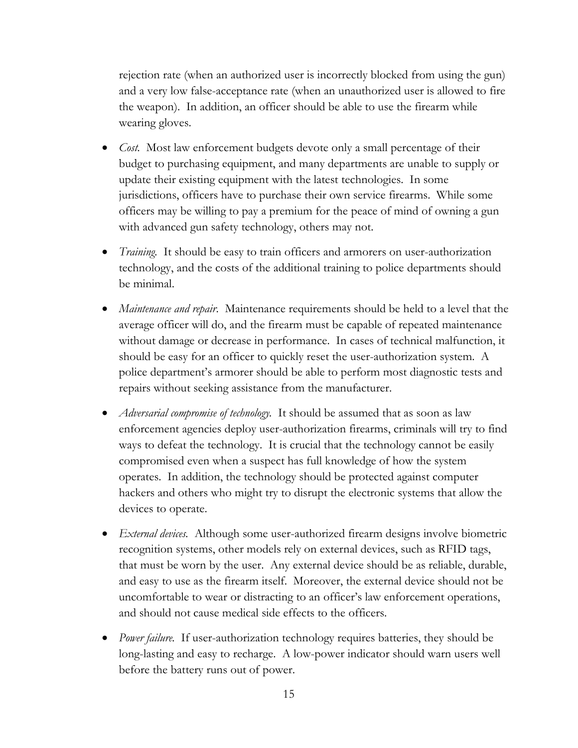rejection rate (when an authorized user is incorrectly blocked from using the gun) and a very low false-acceptance rate (when an unauthorized user is allowed to fire the weapon). In addition, an officer should be able to use the firearm while wearing gloves.

- *Cost.* Most law enforcement budgets devote only a small percentage of their budget to purchasing equipment, and many departments are unable to supply or update their existing equipment with the latest technologies. In some jurisdictions, officers have to purchase their own service firearms. While some officers may be willing to pay a premium for the peace of mind of owning a gun with advanced gun safety technology, others may not.

- *Training.* It should be easy to train officers and armorers on user-authorization technology, and the costs of the additional training to police departments should be minimal.

- *Maintenance and repair.* Maintenance requirements should be held to a level that the average officer will do, and the firearm must be capable of repeated maintenance without damage or decrease in performance. In cases of technical malfunction, it should be easy for an officer to quickly reset the user-authorization system. A police department's armorer should be able to perform most diagnostic tests and repairs without seeking assistance from the manufacturer.

- *Adversarial compromise of technology.* It should be assumed that as soon as law enforcement agencies deploy user-authorization firearms, criminals will try to find ways to defeat the technology. It is crucial that the technology cannot be easily compromised even when a suspect has full knowledge of how the system operates. In addition, the technology should be protected against computer hackers and others who might try to disrupt the electronic systems that allow the devices to operate.

- *External devices.* Although some user-authorized firearm designs involve biometric recognition systems, other models rely on external devices, such as RFID tags, that must be worn by the user. Any external device should be as reliable, durable, and easy to use as the firearm itself. Moreover, the external device should not be uncomfortable to wear or distracting to an officer's law enforcement operations, and should not cause medical side effects to the officers.

- *Power failure.* If user-authorization technology requires batteries, they should be long-lasting and easy to recharge. A low-power indicator should warn users well before the battery runs out of power.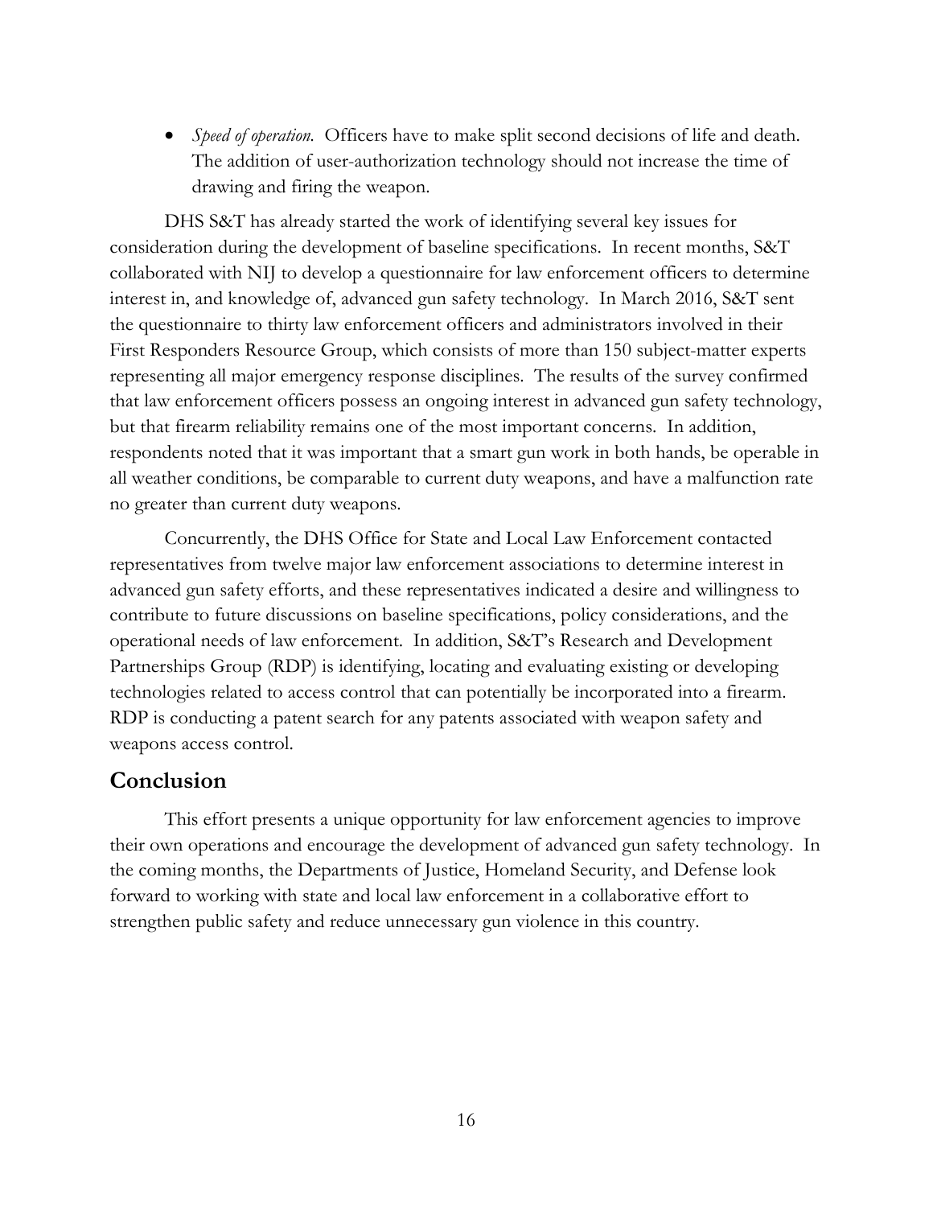- *Speed of operation.* Officers have to make split second decisions of life and death. The addition of user-authorization technology should not increase the time of drawing and firing the weapon.

DHS S&T has already started the work of identifying several key issues for consideration during the development of baseline specifications. In recent months, S&T collaborated with NIJ to develop a questionnaire for law enforcement officers to determine interest in, and knowledge of, advanced gun safety technology. In March 2016, S&T sent the questionnaire to thirty law enforcement officers and administrators involved in their First Responders Resource Group, which consists of more than 150 subject-matter experts representing all major emergency response disciplines. The results of the survey confirmed that law enforcement officers possess an ongoing interest in advanced gun safety technology, but that firearm reliability remains one of the most important concerns. In addition, respondents noted that it was important that a smart gun work in both hands, be operable in all weather conditions, be comparable to current duty weapons, and have a malfunction rate no greater than current duty weapons.

Concurrently, the DHS Office for State and Local Law Enforcement contacted representatives from twelve major law enforcement associations to determine interest in advanced gun safety efforts, and these representatives indicated a desire and willingness to contribute to future discussions on baseline specifications, policy considerations, and the operational needs of law enforcement. In addition, S&T's Research and Development Partnerships Group (RDP) is identifying, locating and evaluating existing or developing technologies related to access control that can potentially be incorporated into a firearm. RDP is conducting a patent search for any patents associated with weapon safety and weapons access control.

## Conclusion

This effort presents a unique opportunity for law enforcement agencies to improve their own operations and encourage the development of advanced gun safety technology. In the coming months, the Departments of Justice, Homeland Security, and Defense look forward to working with state and local law enforcement in a collaborative effort to strengthen public safety and reduce unnecessary gun violence in this country.